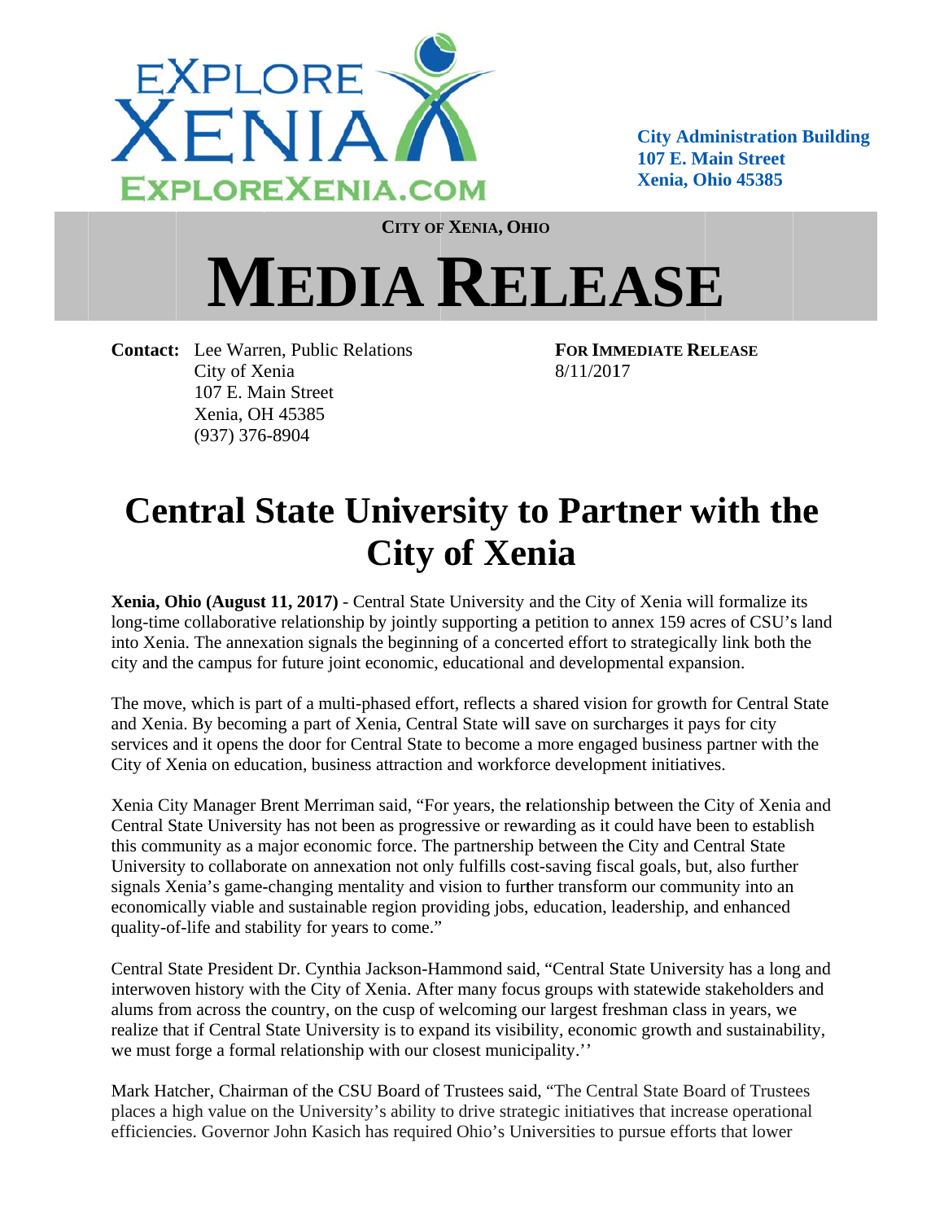EXPLORE XENIA
EXPLOREXENIA.COM

**City Administration Building**
**107 E. Main Street**
**Xenia, Ohio 45385**

**CITY OF XENIA, OHIO**

# MEDIA RELEASE

**Contact:** Lee Warren, Public Relations
City of Xenia
107 E. Main Street
Xenia, OH 45385
(937) 376-8904

**FOR IMMEDIATE RELEASE**
8/11/2017

# Central State University to Partner with the City of Xenia

**Xenia, Ohio (August 11, 2017)** - Central State University and the City of Xenia will formalize its long-time collaborative relationship by jointly supporting a petition to annex 159 acres of CSU's land into Xenia. The annexation signals the beginning of a concerted effort to strategically link both the city and the campus for future joint economic, educational and developmental expansion.

The move, which is part of a multi-phased effort, reflects a shared vision for growth for Central State and Xenia. By becoming a part of Xenia, Central State will save on surcharges it pays for city services and it opens the door for Central State to become a more engaged business partner with the City of Xenia on education, business attraction and workforce development initiatives.

Xenia City Manager Brent Merriman said, "For years, the relationship between the City of Xenia and Central State University has not been as progressive or rewarding as it could have been to establish this community as a major economic force. The partnership between the City and Central State University to collaborate on annexation not only fulfills cost-saving fiscal goals, but, also further signals Xenia's game-changing mentality and vision to further transform our community into an economically viable and sustainable region providing jobs, education, leadership, and enhanced quality-of-life and stability for years to come."

Central State President Dr. Cynthia Jackson-Hammond said, "Central State University has a long and interwoven history with the City of Xenia. After many focus groups with statewide stakeholders and alums from across the country, on the cusp of welcoming our largest freshman class in years, we realize that if Central State University is to expand its visibility, economic growth and sustainability, we must forge a formal relationship with our closest municipality.''

Mark Hatcher, Chairman of the CSU Board of Trustees said, "The Central State Board of Trustees places a high value on the University's ability to drive strategic initiatives that increase operational efficiencies. Governor John Kasich has required Ohio's Universities to pursue efforts that lower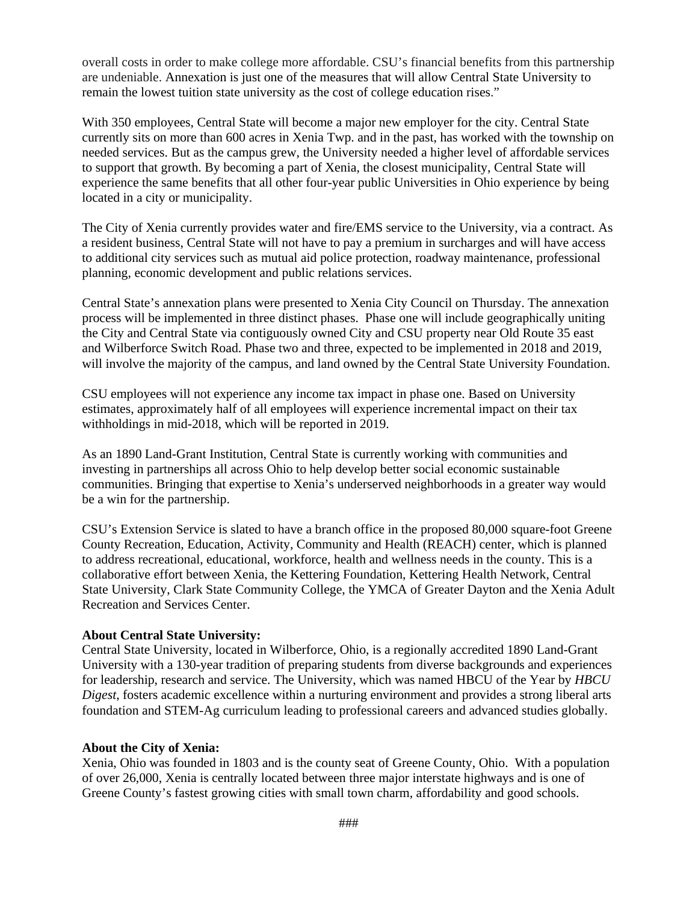overall costs in order to make college more affordable. CSU's financial benefits from this partnership are undeniable. Annexation is just one of the measures that will allow Central State University to remain the lowest tuition state university as the cost of college education rises."

With 350 employees, Central State will become a major new employer for the city. Central State currently sits on more than 600 acres in Xenia Twp. and in the past, has worked with the township on needed services. But as the campus grew, the University needed a higher level of affordable services to support that growth. By becoming a part of Xenia, the closest municipality, Central State will experience the same benefits that all other four-year public Universities in Ohio experience by being located in a city or municipality.

The City of Xenia currently provides water and fire/EMS service to the University, via a contract. As a resident business, Central State will not have to pay a premium in surcharges and will have access to additional city services such as mutual aid police protection, roadway maintenance, professional planning, economic development and public relations services.

Central State's annexation plans were presented to Xenia City Council on Thursday. The annexation process will be implemented in three distinct phases. Phase one will include geographically uniting the City and Central State via contiguously owned City and CSU property near Old Route 35 east and Wilberforce Switch Road. Phase two and three, expected to be implemented in 2018 and 2019, will involve the majority of the campus, and land owned by the Central State University Foundation.

CSU employees will not experience any income tax impact in phase one. Based on University estimates, approximately half of all employees will experience incremental impact on their tax withholdings in mid-2018, which will be reported in 2019.

As an 1890 Land-Grant Institution, Central State is currently working with communities and investing in partnerships all across Ohio to help develop better social economic sustainable communities. Bringing that expertise to Xenia's underserved neighborhoods in a greater way would be a win for the partnership.

CSU's Extension Service is slated to have a branch office in the proposed 80,000 square-foot Greene County Recreation, Education, Activity, Community and Health (REACH) center, which is planned to address recreational, educational, workforce, health and wellness needs in the county. This is a collaborative effort between Xenia, the Kettering Foundation, Kettering Health Network, Central State University, Clark State Community College, the YMCA of Greater Dayton and the Xenia Adult Recreation and Services Center.

**About Central State University:**
Central State University, located in Wilberforce, Ohio, is a regionally accredited 1890 Land-Grant University with a 130-year tradition of preparing students from diverse backgrounds and experiences for leadership, research and service. The University, which was named HBCU of the Year by *HBCU Digest*, fosters academic excellence within a nurturing environment and provides a strong liberal arts foundation and STEM-Ag curriculum leading to professional careers and advanced studies globally.

**About the City of Xenia:**
Xenia, Ohio was founded in 1803 and is the county seat of Greene County, Ohio. With a population of over 26,000, Xenia is centrally located between three major interstate highways and is one of Greene County's fastest growing cities with small town charm, affordability and good schools.

###